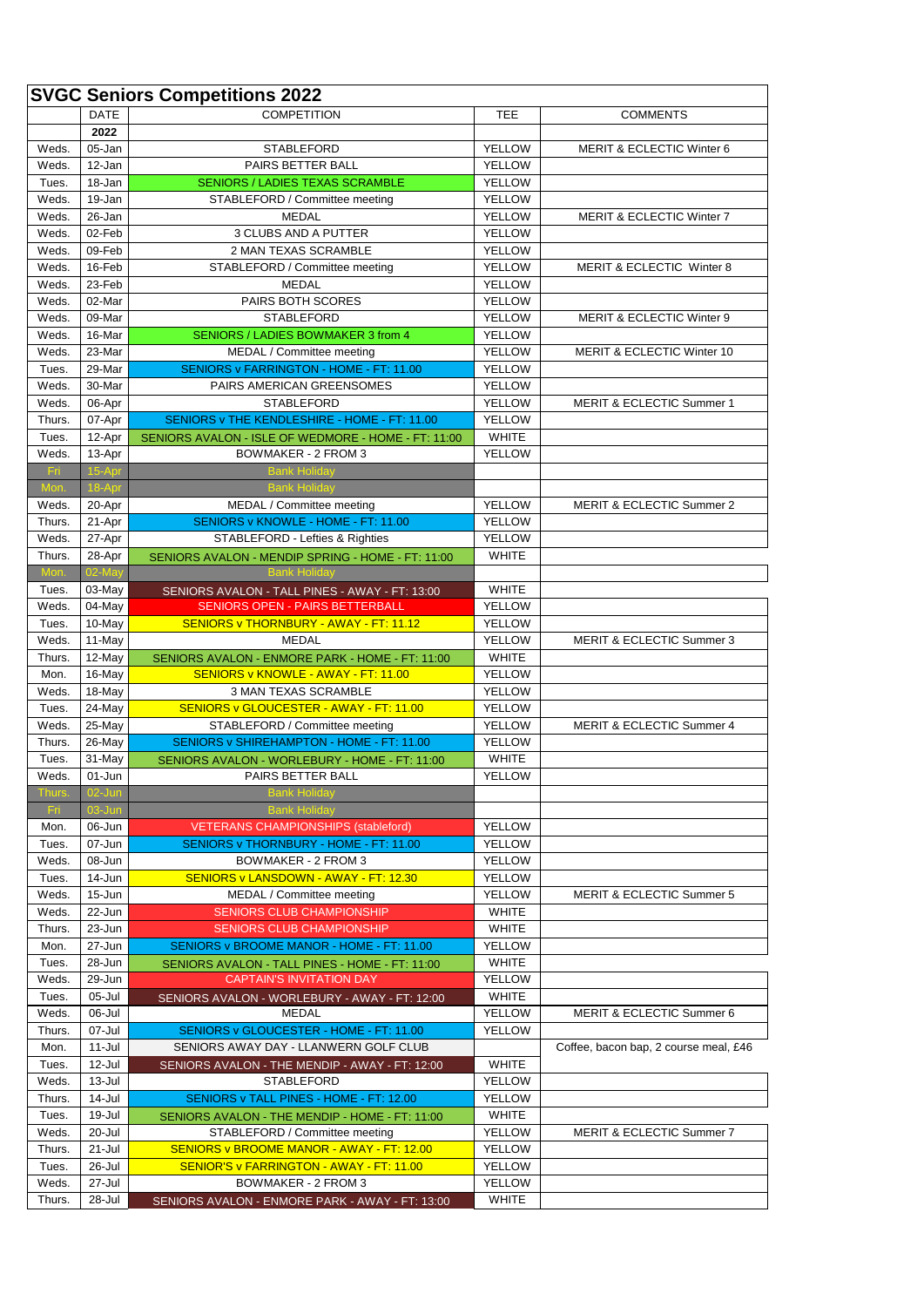# SVGC Seniors Competitions 2022

| | DATE | COMPETITION | TEE | COMMENTS |
|---|---|---|---|---|
| | 2022 | | | |
| Weds. | 05-Jan | STABLEFORD | YELLOW | MERIT & ECLECTIC Winter 6 |
| Weds. | 12-Jan | PAIRS BETTER BALL | YELLOW | |
| Tues. | 18-Jan | SENIORS / LADIES TEXAS SCRAMBLE | YELLOW | |
| Weds. | 19-Jan | STABLEFORD / Committee meeting | YELLOW | |
| Weds. | 26-Jan | MEDAL | YELLOW | MERIT & ECLECTIC Winter 7 |
| Weds. | 02-Feb | 3 CLUBS AND A PUTTER | YELLOW | |
| Weds. | 09-Feb | 2 MAN TEXAS SCRAMBLE | YELLOW | |
| Weds. | 16-Feb | STABLEFORD / Committee meeting | YELLOW | MERIT & ECLECTIC Winter 8 |
| Weds. | 23-Feb | MEDAL | YELLOW | |
| Weds. | 02-Mar | PAIRS BOTH SCORES | YELLOW | |
| Weds. | 09-Mar | STABLEFORD | YELLOW | MERIT & ECLECTIC Winter 9 |
| Weds. | 16-Mar | SENIORS / LADIES BOWMAKER 3 from 4 | YELLOW | |
| Weds. | 23-Mar | MEDAL / Committee meeting | YELLOW | MERIT & ECLECTIC Winter 10 |
| Tues. | 29-Mar | SENIORS v FARRINGTON - HOME - FT: 11.00 | YELLOW | |
| Weds. | 30-Mar | PAIRS AMERICAN GREENSOMES | YELLOW | |
| Weds. | 06-Apr | STABLEFORD | YELLOW | MERIT & ECLECTIC Summer 1 |
| Thurs. | 07-Apr | SENIORS v THE KENDLESHIRE - HOME - FT: 11.00 | YELLOW | |
| Tues. | 12-Apr | SENIORS AVALON - ISLE OF WEDMORE - HOME - FT: 11:00 | WHITE | |
| Weds. | 13-Apr | BOWMAKER - 2 FROM 3 | YELLOW | |
| Fri | 15-Apr | Bank Holiday | | |
| Mon. | 18-Apr | Bank Holiday | | |
| Weds. | 20-Apr | MEDAL / Committee meeting | YELLOW | MERIT & ECLECTIC Summer 2 |
| Thurs. | 21-Apr | SENIORS v KNOWLE - HOME - FT: 11.00 | YELLOW | |
| Weds. | 27-Apr | STABLEFORD - Lefties & Righties | YELLOW | |
| Thurs. | 28-Apr | SENIORS AVALON - MENDIP SPRING - HOME - FT: 11:00 | WHITE | |
| Mon. | 02-May | Bank Holiday | | |
| Tues. | 03-May | SENIORS AVALON - TALL PINES - AWAY - FT: 13:00 | WHITE | |
| Weds. | 04-May | SENIORS OPEN - PAIRS BETTERBALL | YELLOW | |
| Tues. | 10-May | SENIORS v THORNBURY - AWAY - FT: 11.12 | YELLOW | |
| Weds. | 11-May | MEDAL | YELLOW | MERIT & ECLECTIC Summer 3 |
| Thurs. | 12-May | SENIORS AVALON - ENMORE PARK - HOME - FT: 11:00 | WHITE | |
| Mon. | 16-May | SENIORS v KNOWLE - AWAY - FT: 11.00 | YELLOW | |
| Weds. | 18-May | 3 MAN TEXAS SCRAMBLE | YELLOW | |
| Tues. | 24-May | SENIORS v GLOUCESTER - AWAY - FT: 11.00 | YELLOW | |
| Weds. | 25-May | STABLEFORD / Committee meeting | YELLOW | MERIT & ECLECTIC Summer 4 |
| Thurs. | 26-May | SENIORS v SHIREHAMPTON - HOME - FT: 11.00 | YELLOW | |
| Tues. | 31-May | SENIORS AVALON - WORLEBURY - HOME - FT: 11:00 | WHITE | |
| Weds. | 01-Jun | PAIRS BETTER BALL | YELLOW | |
| Thurs. | 02-Jun | Bank Holiday | | |
| Fri | 03-Jun | Bank Holiday | | |
| Mon. | 06-Jun | VETERANS CHAMPIONSHIPS (stableford) | YELLOW | |
| Tues. | 07-Jun | SENIORS v THORNBURY - HOME - FT: 11.00 | YELLOW | |
| Weds. | 08-Jun | BOWMAKER - 2 FROM 3 | YELLOW | |
| Tues. | 14-Jun | SENIORS v LANSDOWN - AWAY - FT: 12.30 | YELLOW | |
| Weds. | 15-Jun | MEDAL / Committee meeting | YELLOW | MERIT & ECLECTIC Summer 5 |
| Weds. | 22-Jun | SENIORS CLUB CHAMPIONSHIP | WHITE | |
| Thurs. | 23-Jun | SENIORS CLUB CHAMPIONSHIP | WHITE | |
| Mon. | 27-Jun | SENIORS v BROOME MANOR - HOME - FT: 11.00 | YELLOW | |
| Tues. | 28-Jun | SENIORS AVALON - TALL PINES - HOME - FT: 11:00 | WHITE | |
| Weds. | 29-Jun | CAPTAIN'S INVITATION DAY | YELLOW | |
| Tues. | 05-Jul | SENIORS AVALON - WORLEBURY - AWAY - FT: 12:00 | WHITE | |
| Weds. | 06-Jul | MEDAL | YELLOW | MERIT & ECLECTIC Summer 6 |
| Thurs. | 07-Jul | SENIORS v GLOUCESTER - HOME - FT: 11.00 | YELLOW | |
| Mon. | 11-Jul | SENIORS AWAY DAY - LLANWERN GOLF CLUB | | Coffee, bacon bap, 2 course meal, £46 |
| Tues. | 12-Jul | SENIORS AVALON - THE MENDIP - AWAY - FT: 12:00 | WHITE | |
| Weds. | 13-Jul | STABLEFORD | YELLOW | |
| Thurs. | 14-Jul | SENIORS v TALL PINES - HOME - FT: 12.00 | YELLOW | |
| Tues. | 19-Jul | SENIORS AVALON - THE MENDIP - HOME - FT: 11:00 | WHITE | |
| Weds. | 20-Jul | STABLEFORD / Committee meeting | YELLOW | MERIT & ECLECTIC Summer 7 |
| Thurs. | 21-Jul | SENIORS v BROOME MANOR - AWAY - FT: 12.00 | YELLOW | |
| Tues. | 26-Jul | SENIOR'S v FARRINGTON - AWAY - FT: 11.00 | YELLOW | |
| Weds. | 27-Jul | BOWMAKER - 2 FROM 3 | YELLOW | |
| Thurs. | 28-Jul | SENIORS AVALON - ENMORE PARK - AWAY - FT: 13:00 | WHITE | |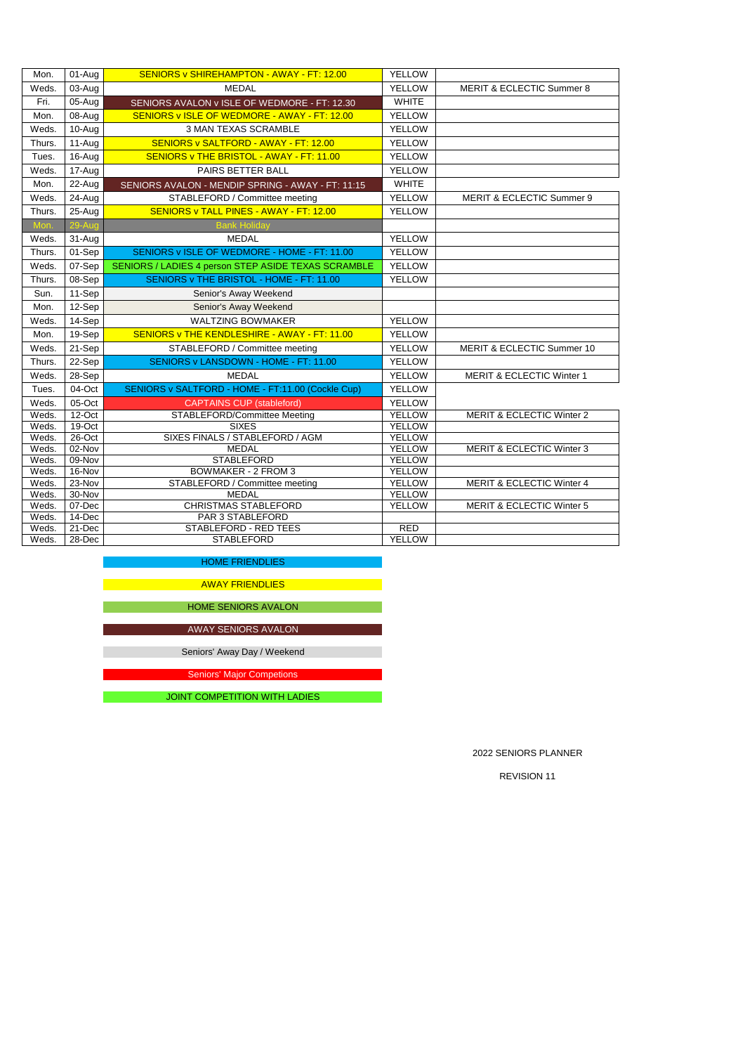| | | | | |
|---|---|---|---|---|
| Mon. | 01-Aug | SENIORS v SHIREHAMPTON - AWAY - FT: 12.00 | YELLOW | |
| Weds. | 03-Aug | MEDAL | YELLOW | MERIT & ECLECTIC Summer 8 |
| Fri. | 05-Aug | SENIORS AVALON v ISLE OF WEDMORE - FT: 12.30 | WHITE | |
| Mon. | 08-Aug | SENIORS v ISLE OF WEDMORE - AWAY - FT: 12.00 | YELLOW | |
| Weds. | 10-Aug | 3 MAN TEXAS SCRAMBLE | YELLOW | |
| Thurs. | 11-Aug | SENIORS v SALTFORD - AWAY - FT: 12.00 | YELLOW | |
| Tues. | 16-Aug | SENIORS v THE BRISTOL - AWAY - FT: 11.00 | YELLOW | |
| Weds. | 17-Aug | PAIRS BETTER BALL | YELLOW | |
| Mon. | 22-Aug | SENIORS AVALON - MENDIP SPRING - AWAY - FT: 11:15 | WHITE | |
| Weds. | 24-Aug | STABLEFORD / Committee meeting | YELLOW | MERIT & ECLECTIC Summer 9 |
| Thurs. | 25-Aug | SENIORS v TALL PINES - AWAY - FT: 12.00 | YELLOW | |
| Mon. | 29-Aug | Bank Holiday | | |
| Weds. | 31-Aug | MEDAL | YELLOW | |
| Thurs. | 01-Sep | SENIORS v ISLE OF WEDMORE - HOME - FT: 11.00 | YELLOW | |
| Weds. | 07-Sep | SENIORS / LADIES 4 person STEP ASIDE TEXAS SCRAMBLE | YELLOW | |
| Thurs. | 08-Sep | SENIORS v THE BRISTOL - HOME - FT: 11.00 | YELLOW | |
| Sun. | 11-Sep | Senior's Away Weekend | | |
| Mon. | 12-Sep | Senior's Away Weekend | | |
| Weds. | 14-Sep | WALTZING BOWMAKER | YELLOW | |
| Mon. | 19-Sep | SENIORS v THE KENDLESHIRE - AWAY - FT: 11.00 | YELLOW | |
| Weds. | 21-Sep | STABLEFORD / Committee meeting | YELLOW | MERIT & ECLECTIC Summer 10 |
| Thurs. | 22-Sep | SENIORS v LANSDOWN - HOME - FT: 11.00 | YELLOW | |
| Weds. | 28-Sep | MEDAL | YELLOW | MERIT & ECLECTIC Winter 1 |
| Tues. | 04-Oct | SENIORS v SALTFORD - HOME - FT:11.00 (Cockle Cup) | YELLOW | |
| Weds. | 05-Oct | CAPTAINS CUP (stableford) | YELLOW | |
| Weds. | 12-Oct | STABLEFORD/Committee Meeting | YELLOW | MERIT & ECLECTIC Winter 2 |
| Weds. | 19-Oct | SIXES | YELLOW | |
| Weds. | 26-Oct | SIXES FINALS / STABLEFORD / AGM | YELLOW | |
| Weds. | 02-Nov | MEDAL | YELLOW | MERIT & ECLECTIC Winter 3 |
| Weds. | 09-Nov | STABLEFORD | YELLOW | |
| Weds. | 16-Nov | BOWMAKER - 2 FROM 3 | YELLOW | |
| Weds. | 23-Nov | STABLEFORD / Committee meeting | YELLOW | MERIT & ECLECTIC Winter 4 |
| Weds. | 30-Nov | MEDAL | YELLOW | |
| Weds. | 07-Dec | CHRISTMAS STABLEFORD | YELLOW | MERIT & ECLECTIC Winter 5 |
| Weds. | 14-Dec | PAR 3 STABLEFORD | | |
| Weds. | 21-Dec | STABLEFORD - RED TEES | RED | |
| Weds. | 28-Dec | STABLEFORD | YELLOW | |

HOME FRIENDLIES

AWAY FRIENDLIES

HOME SENIORS AVALON

AWAY SENIORS AVALON

Seniors' Away Day / Weekend

Seniors' Major Competions

JOINT COMPETITION WITH LADIES

2022 SENIORS PLANNER

REVISION 11